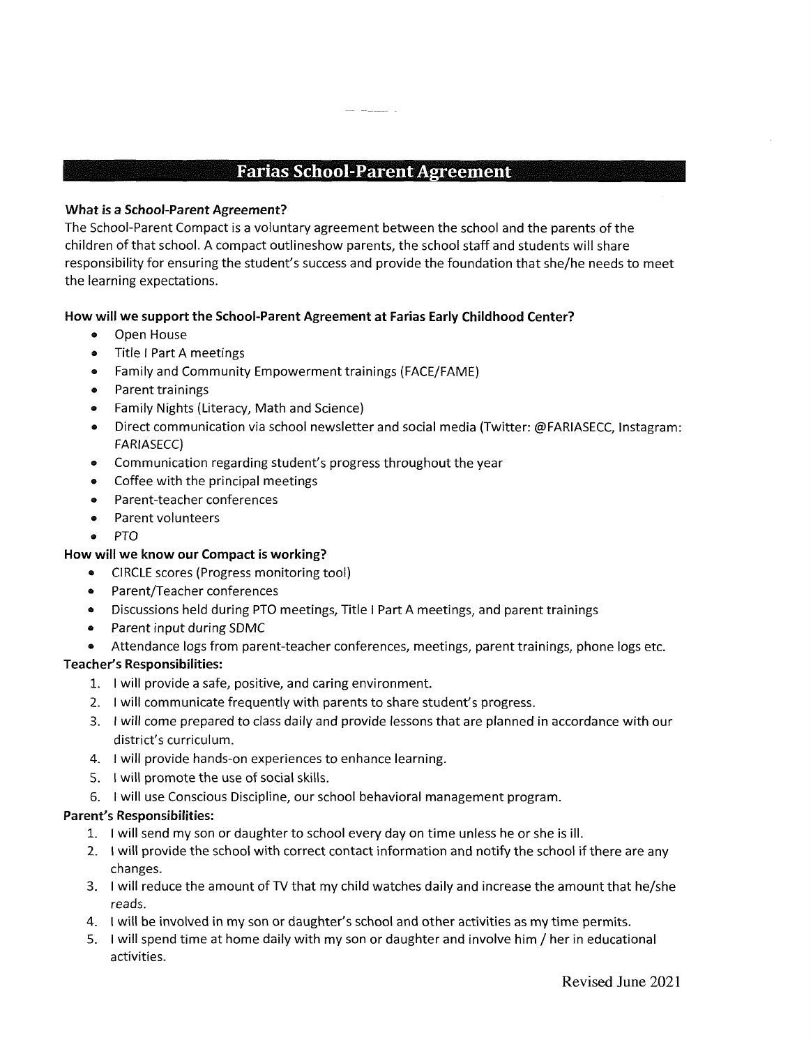# Farias School-Parent Agreement

**What is a School-Parent Agreement?**

The School-Parent Compact is a voluntary agreement between the school and the parents of the children of that school. A compact outlineshow parents, the school staff and students will share responsibility for ensuring the student's success and provide the foundation that she/he needs to meet the learning expectations.

**How will we support the School-Parent Agreement at Farias Early Childhood Center?**

- Open House
- Title I Part A meetings
- Family and Community Empowerment trainings (FACE/FAME)
- Parent trainings
- Family Nights (Literacy, Math and Science)
- Direct communication via school newsletter and social media (Twitter: @FARIASECC, Instagram: FARIASECC)
- Communication regarding student's progress throughout the year
- Coffee with the principal meetings
- Parent-teacher conferences
- Parent volunteers
- PTO

**How will we know our Compact is working?**

- CIRCLE scores (Progress monitoring tool)
- Parent/Teacher conferences
- Discussions held during PTO meetings, Title I Part A meetings, and parent trainings
- Parent input during SDMC
- Attendance logs from parent-teacher conferences, meetings, parent trainings, phone logs etc.

**Teacher's Responsibilities:**

1. I will provide a safe, positive, and caring environment.
2. I will communicate frequently with parents to share student's progress.
3. I will come prepared to class daily and provide lessons that are planned in accordance with our district's curriculum.
4. I will provide hands-on experiences to enhance learning.
5. I will promote the use of social skills.
6. I will use Conscious Discipline, our school behavioral management program.

**Parent's Responsibilities:**

1. I will send my son or daughter to school every day on time unless he or she is ill.
2. I will provide the school with correct contact information and notify the school if there are any changes.
3. I will reduce the amount of TV that my child watches daily and increase the amount that he/she reads.
4. I will be involved in my son or daughter's school and other activities as my time permits.
5. I will spend time at home daily with my son or daughter and involve him / her in educational activities.

Revised June 2021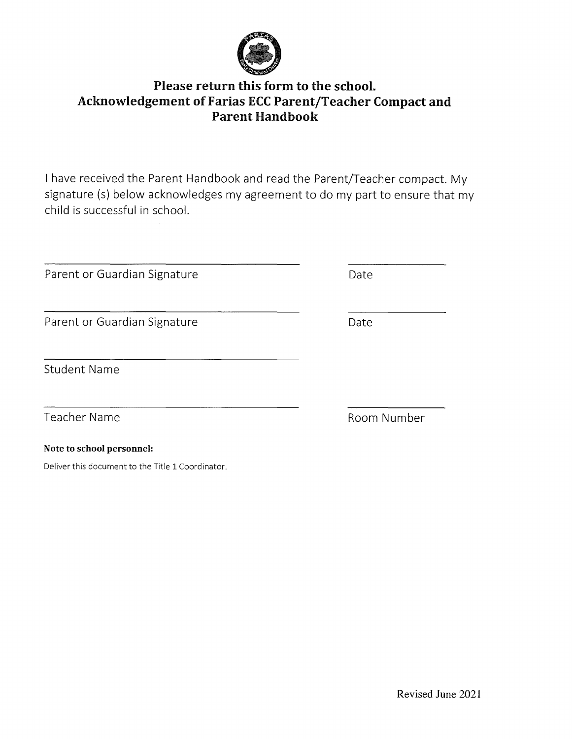## Please return this form to the school.
## Acknowledgement of Farias ECC Parent/Teacher Compact and Parent Handbook

I have received the Parent Handbook and read the Parent/Teacher compact. My signature (s) below acknowledges my agreement to do my part to ensure that my child is successful in school.

\_\_\_\_\_\_\_\_\_\_\_\_\_\_\_\_\_\_\_\_\_\_\_\_\_\_\_\_\_\_\_\_\_\_\_\_ \_\_\_\_\_\_\_\_\_\_\_\_\_\_\_\_
Parent or Guardian Signature Date

\_\_\_\_\_\_\_\_\_\_\_\_\_\_\_\_\_\_\_\_\_\_\_\_\_\_\_\_\_\_\_\_\_\_\_\_ \_\_\_\_\_\_\_\_\_\_\_\_\_\_\_\_
Parent or Guardian Signature Date

\_\_\_\_\_\_\_\_\_\_\_\_\_\_\_\_\_\_\_\_\_\_\_\_\_\_\_\_\_\_\_\_\_\_\_\_
Student Name

\_\_\_\_\_\_\_\_\_\_\_\_\_\_\_\_\_\_\_\_\_\_\_\_\_\_\_\_\_\_\_\_\_\_\_\_ \_\_\_\_\_\_\_\_\_\_\_\_\_\_\_\_
Teacher Name Room Number

**Note to school personnel:**

Deliver this document to the Title 1 Coordinator.

Revised June 2021